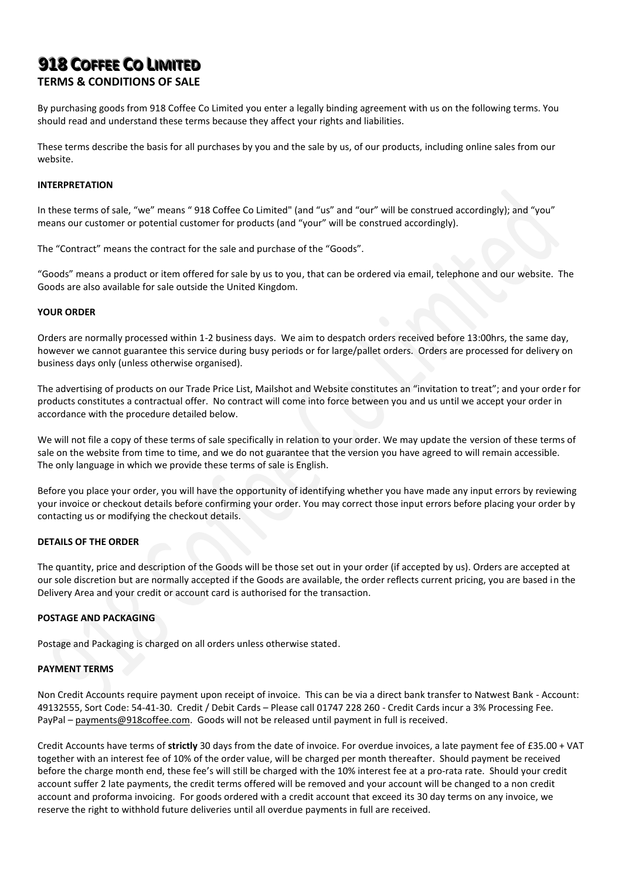# 918 Coffee Co Limited

## TERMS & CONDITIONS OF SALE

By purchasing goods from 918 Coffee Co Limited you enter a legally binding agreement with us on the following terms. You should read and understand these terms because they affect your rights and liabilities.

These terms describe the basis for all purchases by you and the sale by us, of our products, including online sales from our website.

### INTERPRETATION

In these terms of sale, "we" means " 918 Coffee Co Limited" (and "us" and "our" will be construed accordingly); and "you" means our customer or potential customer for products (and "your" will be construed accordingly).

The "Contract" means the contract for the sale and purchase of the "Goods".

"Goods" means a product or item offered for sale by us to you, that can be ordered via email, telephone and our website. The Goods are also available for sale outside the United Kingdom.

### YOUR ORDER

Orders are normally processed within 1-2 business days. We aim to despatch orders received before 13:00hrs, the same day, however we cannot guarantee this service during busy periods or for large/pallet orders. Orders are processed for delivery on business days only (unless otherwise organised).

The advertising of products on our Trade Price List, Mailshot and Website constitutes an "invitation to treat"; and your order for products constitutes a contractual offer. No contract will come into force between you and us until we accept your order in accordance with the procedure detailed below.

We will not file a copy of these terms of sale specifically in relation to your order. We may update the version of these terms of sale on the website from time to time, and we do not guarantee that the version you have agreed to will remain accessible. The only language in which we provide these terms of sale is English.

Before you place your order, you will have the opportunity of identifying whether you have made any input errors by reviewing your invoice or checkout details before confirming your order. You may correct those input errors before placing your order by contacting us or modifying the checkout details.

### DETAILS OF THE ORDER

The quantity, price and description of the Goods will be those set out in your order (if accepted by us). Orders are accepted at our sole discretion but are normally accepted if the Goods are available, the order reflects current pricing, you are based in the Delivery Area and your credit or account card is authorised for the transaction.

### POSTAGE AND PACKAGING

Postage and Packaging is charged on all orders unless otherwise stated.

### PAYMENT TERMS

Non Credit Accounts require payment upon receipt of invoice. This can be via a direct bank transfer to Natwest Bank - Account: 49132555, Sort Code: 54-41-30. Credit / Debit Cards – Please call 01747 228 260 - Credit Cards incur a 3% Processing Fee. PayPal – payments@918coffee.com. Goods will not be released until payment in full is received.

Credit Accounts have terms of **strictly** 30 days from the date of invoice. For overdue invoices, a late payment fee of £35.00 + VAT together with an interest fee of 10% of the order value, will be charged per month thereafter. Should payment be received before the charge month end, these fee's will still be charged with the 10% interest fee at a pro-rata rate. Should your credit account suffer 2 late payments, the credit terms offered will be removed and your account will be changed to a non credit account and proforma invoicing. For goods ordered with a credit account that exceed its 30 day terms on any invoice, we reserve the right to withhold future deliveries until all overdue payments in full are received.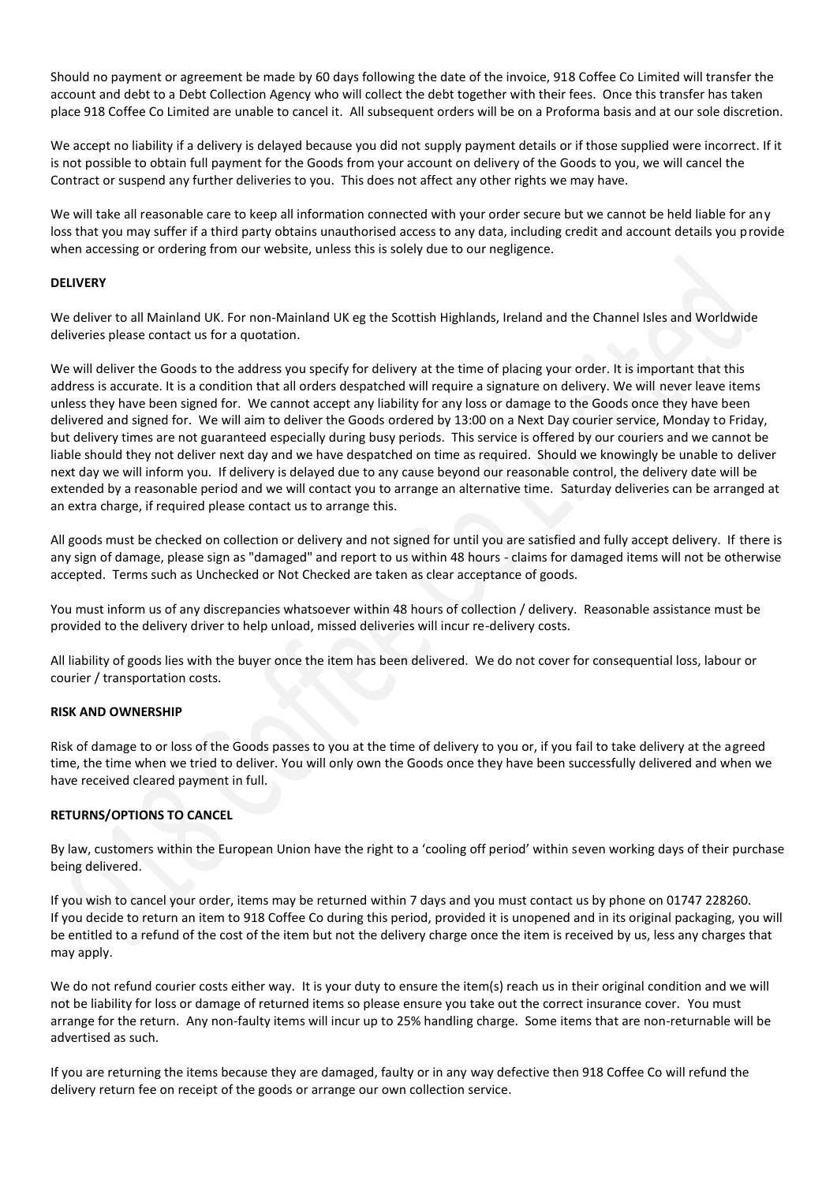Should no payment or agreement be made by 60 days following the date of the invoice, 918 Coffee Co Limited will transfer the account and debt to a Debt Collection Agency who will collect the debt together with their fees. Once this transfer has taken place 918 Coffee Co Limited are unable to cancel it. All subsequent orders will be on a Proforma basis and at our sole discretion.

We accept no liability if a delivery is delayed because you did not supply payment details or if those supplied were incorrect. If it is not possible to obtain full payment for the Goods from your account on delivery of the Goods to you, we will cancel the Contract or suspend any further deliveries to you. This does not affect any other rights we may have.

We will take all reasonable care to keep all information connected with your order secure but we cannot be held liable for any loss that you may suffer if a third party obtains unauthorised access to any data, including credit and account details you provide when accessing or ordering from our website, unless this is solely due to our negligence.

**DELIVERY**

We deliver to all Mainland UK. For non-Mainland UK eg the Scottish Highlands, Ireland and the Channel Isles and Worldwide deliveries please contact us for a quotation.

We will deliver the Goods to the address you specify for delivery at the time of placing your order. It is important that this address is accurate. It is a condition that all orders despatched will require a signature on delivery. We will never leave items unless they have been signed for. We cannot accept any liability for any loss or damage to the Goods once they have been delivered and signed for. We will aim to deliver the Goods ordered by 13:00 on a Next Day courier service, Monday to Friday, but delivery times are not guaranteed especially during busy periods. This service is offered by our couriers and we cannot be liable should they not deliver next day and we have despatched on time as required. Should we knowingly be unable to deliver next day we will inform you. If delivery is delayed due to any cause beyond our reasonable control, the delivery date will be extended by a reasonable period and we will contact you to arrange an alternative time. Saturday deliveries can be arranged at an extra charge, if required please contact us to arrange this.

All goods must be checked on collection or delivery and not signed for until you are satisfied and fully accept delivery. If there is any sign of damage, please sign as "damaged" and report to us within 48 hours - claims for damaged items will not be otherwise accepted. Terms such as Unchecked or Not Checked are taken as clear acceptance of goods.

You must inform us of any discrepancies whatsoever within 48 hours of collection / delivery. Reasonable assistance must be provided to the delivery driver to help unload, missed deliveries will incur re-delivery costs.

All liability of goods lies with the buyer once the item has been delivered. We do not cover for consequential loss, labour or courier / transportation costs.

**RISK AND OWNERSHIP**

Risk of damage to or loss of the Goods passes to you at the time of delivery to you or, if you fail to take delivery at the agreed time, the time when we tried to deliver. You will only own the Goods once they have been successfully delivered and when we have received cleared payment in full.

**RETURNS/OPTIONS TO CANCEL**

By law, customers within the European Union have the right to a 'cooling off period' within seven working days of their purchase being delivered.

If you wish to cancel your order, items may be returned within 7 days and you must contact us by phone on 01747 228260. If you decide to return an item to 918 Coffee Co during this period, provided it is unopened and in its original packaging, you will be entitled to a refund of the cost of the item but not the delivery charge once the item is received by us, less any charges that may apply.

We do not refund courier costs either way. It is your duty to ensure the item(s) reach us in their original condition and we will not be liability for loss or damage of returned items so please ensure you take out the correct insurance cover. You must arrange for the return. Any non-faulty items will incur up to 25% handling charge. Some items that are non-returnable will be advertised as such.

If you are returning the items because they are damaged, faulty or in any way defective then 918 Coffee Co will refund the delivery return fee on receipt of the goods or arrange our own collection service.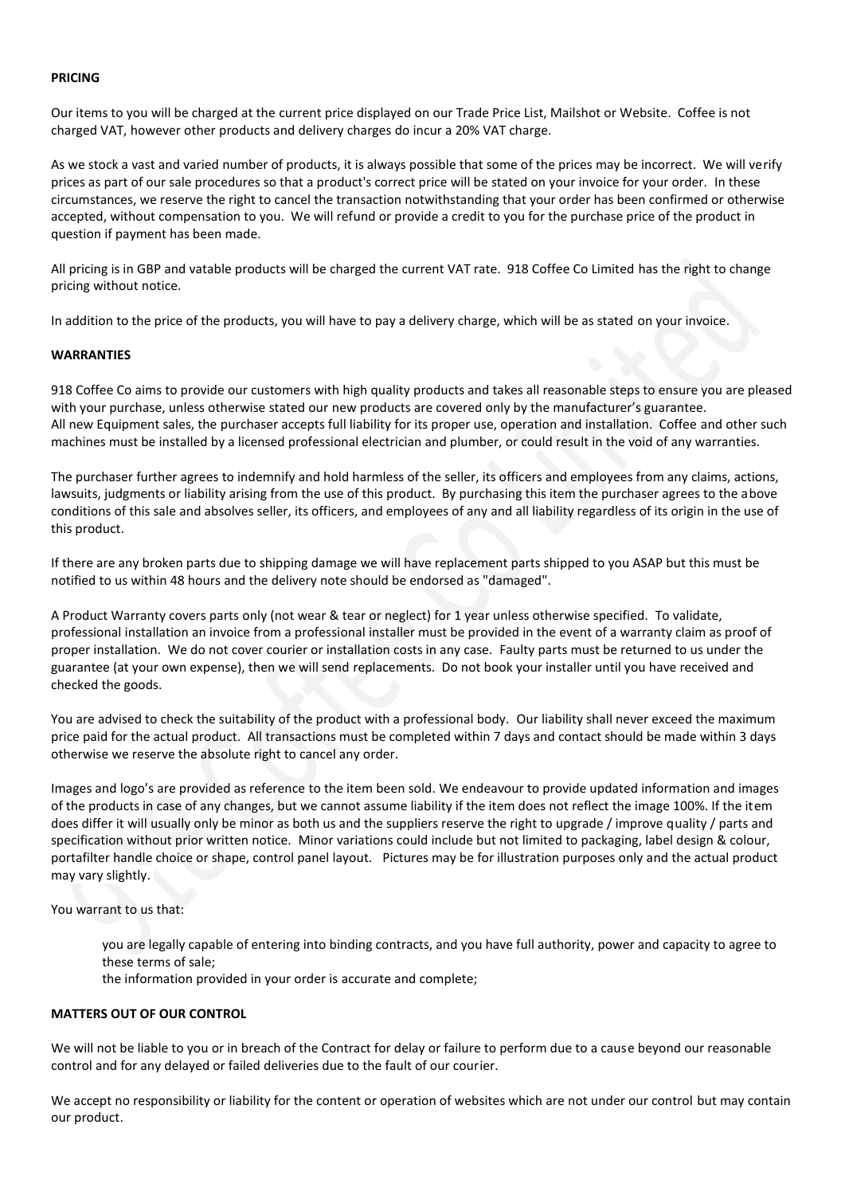**PRICING**

Our items to you will be charged at the current price displayed on our Trade Price List, Mailshot or Website. Coffee is not charged VAT, however other products and delivery charges do incur a 20% VAT charge.

As we stock a vast and varied number of products, it is always possible that some of the prices may be incorrect. We will verify prices as part of our sale procedures so that a product's correct price will be stated on your invoice for your order. In these circumstances, we reserve the right to cancel the transaction notwithstanding that your order has been confirmed or otherwise accepted, without compensation to you. We will refund or provide a credit to you for the purchase price of the product in question if payment has been made.

All pricing is in GBP and vatable products will be charged the current VAT rate. 918 Coffee Co Limited has the right to change pricing without notice.

In addition to the price of the products, you will have to pay a delivery charge, which will be as stated on your invoice.

**WARRANTIES**

918 Coffee Co aims to provide our customers with high quality products and takes all reasonable steps to ensure you are pleased with your purchase, unless otherwise stated our new products are covered only by the manufacturer's guarantee.
All new Equipment sales, the purchaser accepts full liability for its proper use, operation and installation. Coffee and other such machines must be installed by a licensed professional electrician and plumber, or could result in the void of any warranties.

The purchaser further agrees to indemnify and hold harmless of the seller, its officers and employees from any claims, actions, lawsuits, judgments or liability arising from the use of this product. By purchasing this item the purchaser agrees to the above conditions of this sale and absolves seller, its officers, and employees of any and all liability regardless of its origin in the use of this product.

If there are any broken parts due to shipping damage we will have replacement parts shipped to you ASAP but this must be notified to us within 48 hours and the delivery note should be endorsed as "damaged".

A Product Warranty covers parts only (not wear & tear or neglect) for 1 year unless otherwise specified. To validate, professional installation an invoice from a professional installer must be provided in the event of a warranty claim as proof of proper installation. We do not cover courier or installation costs in any case. Faulty parts must be returned to us under the guarantee (at your own expense), then we will send replacements. Do not book your installer until you have received and checked the goods.

You are advised to check the suitability of the product with a professional body. Our liability shall never exceed the maximum price paid for the actual product. All transactions must be completed within 7 days and contact should be made within 3 days otherwise we reserve the absolute right to cancel any order.

Images and logo's are provided as reference to the item been sold. We endeavour to provide updated information and images of the products in case of any changes, but we cannot assume liability if the item does not reflect the image 100%. If the item does differ it will usually only be minor as both us and the suppliers reserve the right to upgrade / improve quality / parts and specification without prior written notice. Minor variations could include but not limited to packaging, label design & colour, portafilter handle choice or shape, control panel layout. Pictures may be for illustration purposes only and the actual product may vary slightly.

You warrant to us that:

> you are legally capable of entering into binding contracts, and you have full authority, power and capacity to agree to these terms of sale;
> the information provided in your order is accurate and complete;

**MATTERS OUT OF OUR CONTROL**

We will not be liable to you or in breach of the Contract for delay or failure to perform due to a cause beyond our reasonable control and for any delayed or failed deliveries due to the fault of our courier.

We accept no responsibility or liability for the content or operation of websites which are not under our control but may contain our product.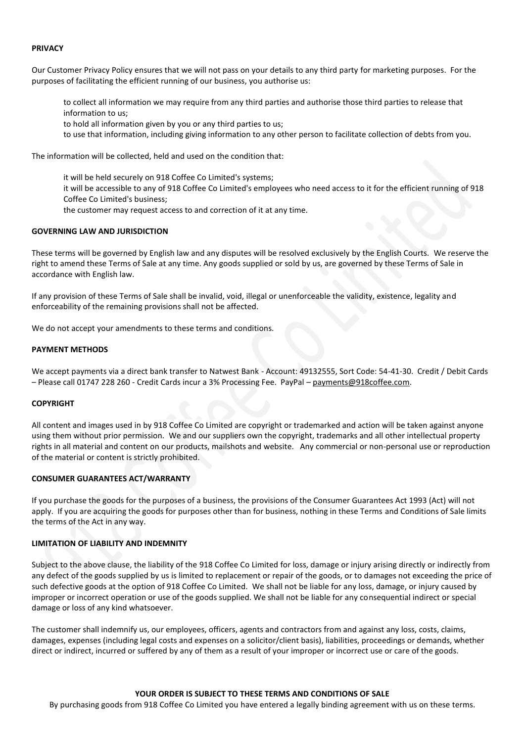**PRIVACY**

Our Customer Privacy Policy ensures that we will not pass on your details to any third party for marketing purposes. For the purposes of facilitating the efficient running of our business, you authorise us:

to collect all information we may require from any third parties and authorise those third parties to release that information to us;
to hold all information given by you or any third parties to us;
to use that information, including giving information to any other person to facilitate collection of debts from you.

The information will be collected, held and used on the condition that:

it will be held securely on 918 Coffee Co Limited's systems;
it will be accessible to any of 918 Coffee Co Limited's employees who need access to it for the efficient running of 918 Coffee Co Limited's business;
the customer may request access to and correction of it at any time.

**GOVERNING LAW AND JURISDICTION**

These terms will be governed by English law and any disputes will be resolved exclusively by the English Courts. We reserve the right to amend these Terms of Sale at any time. Any goods supplied or sold by us, are governed by these Terms of Sale in accordance with English law.

If any provision of these Terms of Sale shall be invalid, void, illegal or unenforceable the validity, existence, legality and enforceability of the remaining provisions shall not be affected.

We do not accept your amendments to these terms and conditions.

**PAYMENT METHODS**

We accept payments via a direct bank transfer to Natwest Bank - Account: 49132555, Sort Code: 54-41-30. Credit / Debit Cards – Please call 01747 228 260 - Credit Cards incur a 3% Processing Fee. PayPal – payments@918coffee.com.

**COPYRIGHT**

All content and images used in by 918 Coffee Co Limited are copyright or trademarked and action will be taken against anyone using them without prior permission. We and our suppliers own the copyright, trademarks and all other intellectual property rights in all material and content on our products, mailshots and website. Any commercial or non-personal use or reproduction of the material or content is strictly prohibited.

**CONSUMER GUARANTEES ACT/WARRANTY**

If you purchase the goods for the purposes of a business, the provisions of the Consumer Guarantees Act 1993 (Act) will not apply. If you are acquiring the goods for purposes other than for business, nothing in these Terms and Conditions of Sale limits the terms of the Act in any way.

**LIMITATION OF LIABILITY AND INDEMNITY**

Subject to the above clause, the liability of the 918 Coffee Co Limited for loss, damage or injury arising directly or indirectly from any defect of the goods supplied by us is limited to replacement or repair of the goods, or to damages not exceeding the price of such defective goods at the option of 918 Coffee Co Limited. We shall not be liable for any loss, damage, or injury caused by improper or incorrect operation or use of the goods supplied. We shall not be liable for any consequential indirect or special damage or loss of any kind whatsoever.

The customer shall indemnify us, our employees, officers, agents and contractors from and against any loss, costs, claims, damages, expenses (including legal costs and expenses on a solicitor/client basis), liabilities, proceedings or demands, whether direct or indirect, incurred or suffered by any of them as a result of your improper or incorrect use or care of the goods.

**YOUR ORDER IS SUBJECT TO THESE TERMS AND CONDITIONS OF SALE**

By purchasing goods from 918 Coffee Co Limited you have entered a legally binding agreement with us on these terms.